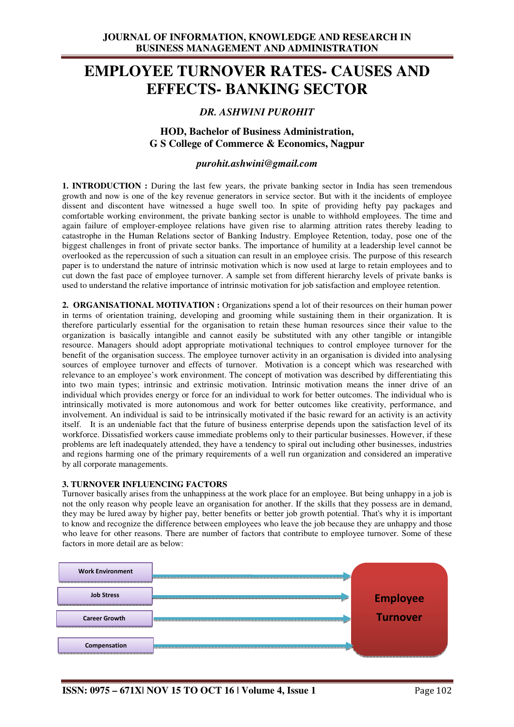# EMPLOYEE TURNOVER RATES- CAUSES AND EFFECTS- BANKING SECTOR

***DR. ASHWINI PUROHIT***

**HOD, Bachelor of Business Administration,**
**G S College of Commerce & Economics, Nagpur**

*purohit.ashwini@gmail.com*

**1. INTRODUCTION :** During the last few years, the private banking sector in India has seen tremendous growth and now is one of the key revenue generators in service sector. But with it the incidents of employee dissent and discontent have witnessed a huge swell too. In spite of providing hefty pay packages and comfortable working environment, the private banking sector is unable to withhold employees. The time and again failure of employer-employee relations have given rise to alarming attrition rates thereby leading to catastrophe in the Human Relations sector of Banking Industry. Employee Retention, today, pose one of the biggest challenges in front of private sector banks. The importance of humility at a leadership level cannot be overlooked as the repercussion of such a situation can result in an employee crisis. The purpose of this research paper is to understand the nature of intrinsic motivation which is now used at large to retain employees and to cut down the fast pace of employee turnover. A sample set from different hierarchy levels of private banks is used to understand the relative importance of intrinsic motivation for job satisfaction and employee retention.

**2. ORGANISATIONAL MOTIVATION :** Organizations spend a lot of their resources on their human power in terms of orientation training, developing and grooming while sustaining them in their organization. It is therefore particularly essential for the organisation to retain these human resources since their value to the organization is basically intangible and cannot easily be substituted with any other tangible or intangible resource. Managers should adopt appropriate motivational techniques to control employee turnover for the benefit of the organisation success. The employee turnover activity in an organisation is divided into analysing sources of employee turnover and effects of turnover. Motivation is a concept which was researched with relevance to an employee's work environment. The concept of motivation was described by differentiating this into two main types; intrinsic and extrinsic motivation. Intrinsic motivation means the inner drive of an individual which provides energy or force for an individual to work for better outcomes. The individual who is intrinsically motivated is more autonomous and work for better outcomes like creativity, performance, and involvement. An individual is said to be intrinsically motivated if the basic reward for an activity is an activity itself. It is an undeniable fact that the future of business enterprise depends upon the satisfaction level of its workforce. Dissatisfied workers cause immediate problems only to their particular businesses. However, if these problems are left inadequately attended, they have a tendency to spiral out including other businesses, industries and regions harming one of the primary requirements of a well run organization and considered an imperative by all corporate managements.

**3. TURNOVER INFLUENCING FACTORS**

Turnover basically arises from the unhappiness at the work place for an employee. But being unhappy in a job is not the only reason why people leave an organisation for another. If the skills that they possess are in demand, they may be lured away by higher pay, better benefits or better job growth potential. That's why it is important to know and recognize the difference between employees who leave the job because they are unhappy and those who leave for other reasons. There are number of factors that contribute to employee turnover. Some of these factors in more detail are as below:

Work Environment → Employee Turnover
Job Stress → Employee Turnover
Career Growth → Employee Turnover
Compensation → Employee Turnover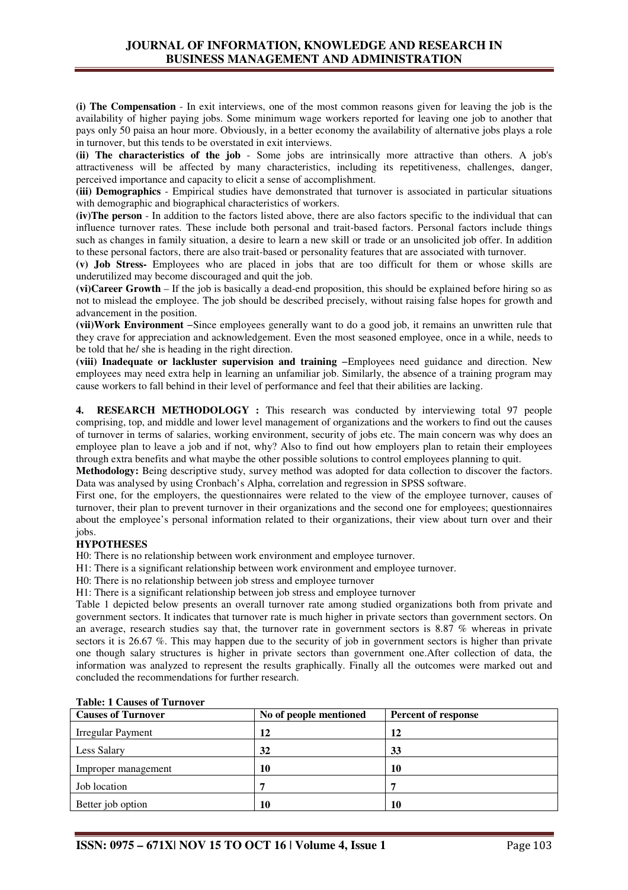**(i) The Compensation** - In exit interviews, one of the most common reasons given for leaving the job is the availability of higher paying jobs. Some minimum wage workers reported for leaving one job to another that pays only 50 paisa an hour more. Obviously, in a better economy the availability of alternative jobs plays a role in turnover, but this tends to be overstated in exit interviews.

**(ii) The characteristics of the job** - Some jobs are intrinsically more attractive than others. A job's attractiveness will be affected by many characteristics, including its repetitiveness, challenges, danger, perceived importance and capacity to elicit a sense of accomplishment.

**(iii) Demographics** - Empirical studies have demonstrated that turnover is associated in particular situations with demographic and biographical characteristics of workers.

**(iv)The person** - In addition to the factors listed above, there are also factors specific to the individual that can influence turnover rates. These include both personal and trait-based factors. Personal factors include things such as changes in family situation, a desire to learn a new skill or trade or an unsolicited job offer. In addition to these personal factors, there are also trait-based or personality features that are associated with turnover.

**(v) Job Stress-** Employees who are placed in jobs that are too difficult for them or whose skills are underutilized may become discouraged and quit the job.

**(vi)Career Growth** – If the job is basically a dead-end proposition, this should be explained before hiring so as not to mislead the employee. The job should be described precisely, without raising false hopes for growth and advancement in the position.

**(vii)Work Environment –**Since employees generally want to do a good job, it remains an unwritten rule that they crave for appreciation and acknowledgement. Even the most seasoned employee, once in a while, needs to be told that he/ she is heading in the right direction.

**(viii) Inadequate or lackluster supervision and training –**Employees need guidance and direction. New employees may need extra help in learning an unfamiliar job. Similarly, the absence of a training program may cause workers to fall behind in their level of performance and feel that their abilities are lacking.

## 4. RESEARCH METHODOLOGY :

This research was conducted by interviewing total 97 people comprising, top, and middle and lower level management of organizations and the workers to find out the causes of turnover in terms of salaries, working environment, security of jobs etc. The main concern was why does an employee plan to leave a job and if not, why? Also to find out how employers plan to retain their employees through extra benefits and what maybe the other possible solutions to control employees planning to quit.

**Methodology:** Being descriptive study, survey method was adopted for data collection to discover the factors. Data was analysed by using Cronbach's Alpha, correlation and regression in SPSS software.

First one, for the employers, the questionnaires were related to the view of the employee turnover, causes of turnover, their plan to prevent turnover in their organizations and the second one for employees; questionnaires about the employee's personal information related to their organizations, their view about turn over and their jobs.

### HYPOTHESES

H0: There is no relationship between work environment and employee turnover.

H1: There is a significant relationship between work environment and employee turnover.

H0: There is no relationship between job stress and employee turnover

H1: There is a significant relationship between job stress and employee turnover

Table 1 depicted below presents an overall turnover rate among studied organizations both from private and government sectors. It indicates that turnover rate is much higher in private sectors than government sectors. On an average, research studies say that, the turnover rate in government sectors is 8.87 % whereas in private sectors it is 26.67 %. This may happen due to the security of job in government sectors is higher than private one though salary structures is higher in private sectors than government one.After collection of data, the information was analyzed to represent the results graphically. Finally all the outcomes were marked out and concluded the recommendations for further research.

**Table: 1 Causes of Turnover**

| Causes of Turnover | No of people mentioned | Percent of response |
|---|---|---|
| Irregular Payment | **12** | **12** |
| Less Salary | **32** | **33** |
| Improper management | **10** | **10** |
| Job location | **7** | **7** |
| Better job option | **10** | **10** |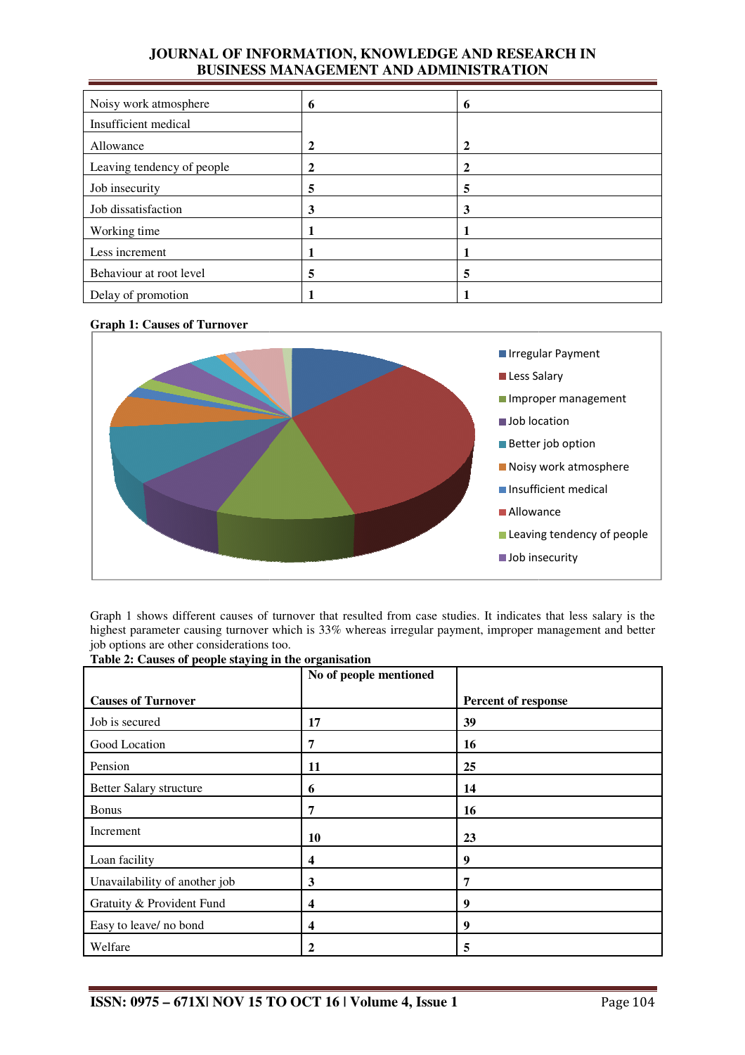| | | |
|---|---|---|
| Noisy work atmosphere | 6 | 6 |
| Insufficient medical Allowance | 2 | 2 |
| Leaving tendency of people | 2 | 2 |
| Job insecurity | 5 | 5 |
| Job dissatisfaction | 3 | 3 |
| Working time | 1 | 1 |
| Less increment | 1 | 1 |
| Behaviour at root level | 5 | 5 |
| Delay of promotion | 1 | 1 |

**Graph 1: Causes of Turnover**

Graph 1 shows different causes of turnover that resulted from case studies. It indicates that less salary is the highest parameter causing turnover which is 33% whereas irregular payment, improper management and better job options are other considerations too.

**Table 2: Causes of people staying in the organisation**

| Causes of Turnover | No of people mentioned | Percent of response |
|---|---|---|
| Job is secured | 17 | 39 |
| Good Location | 7 | 16 |
| Pension | 11 | 25 |
| Better Salary structure | 6 | 14 |
| Bonus | 7 | 16 |
| Increment | 10 | 23 |
| Loan facility | 4 | 9 |
| Unavailability of another job | 3 | 7 |
| Gratuity & Provident Fund | 4 | 9 |
| Easy to leave/ no bond | 4 | 9 |
| Welfare | 2 | 5 |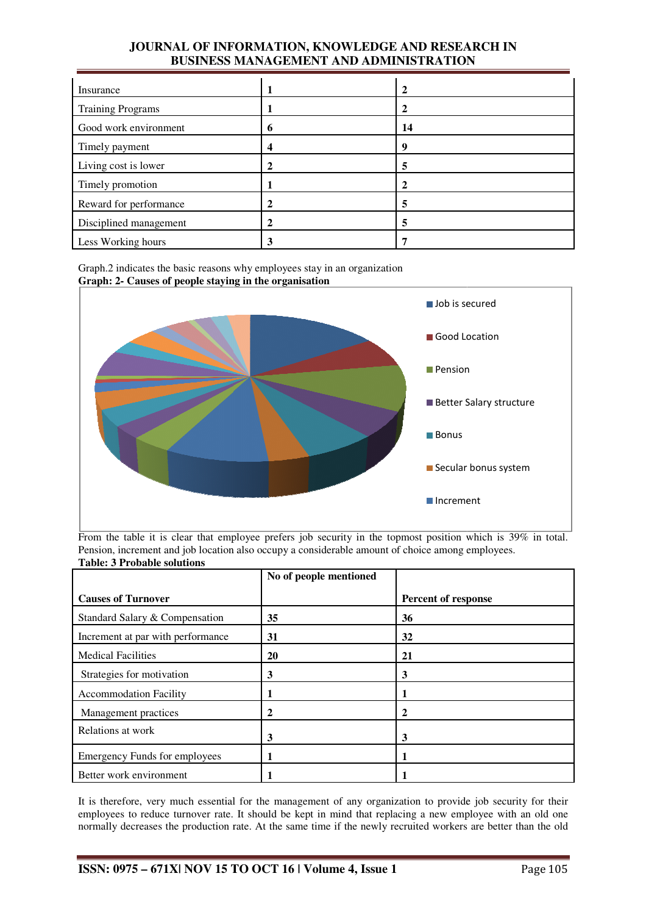| Insurance | 1 | 2 |
|---|---|---|
| Training Programs | 1 | 2 |
| Good work environment | 6 | 14 |
| Timely payment | 4 | 9 |
| Living cost is lower | 2 | 5 |
| Timely promotion | 1 | 2 |
| Reward for performance | 2 | 5 |
| Disciplined management | 2 | 5 |
| Less Working hours | 3 | 7 |

Graph.2 indicates the basic reasons why employees stay in an organization

**Graph: 2- Causes of people staying in the organisation**

From the table it is clear that employee prefers job security in the topmost position which is 39% in total. Pension, increment and job location also occupy a considerable amount of choice among employees.

**Table: 3 Probable solutions**

| Causes of Turnover | No of people mentioned | Percent of response |
|---|---|---|
| Standard Salary & Compensation | 35 | 36 |
| Increment at par with performance | 31 | 32 |
| Medical Facilities | 20 | 21 |
| Strategies for motivation | 3 | 3 |
| Accommodation Facility | 1 | 1 |
| Management practices | 2 | 2 |
| Relations at work | 3 | 3 |
| Emergency Funds for employees | 1 | 1 |
| Better work environment | 1 | 1 |

It is therefore, very much essential for the management of any organization to provide job security for their employees to reduce turnover rate. It should be kept in mind that replacing a new employee with an old one normally decreases the production rate. At the same time if the newly recruited workers are better than the old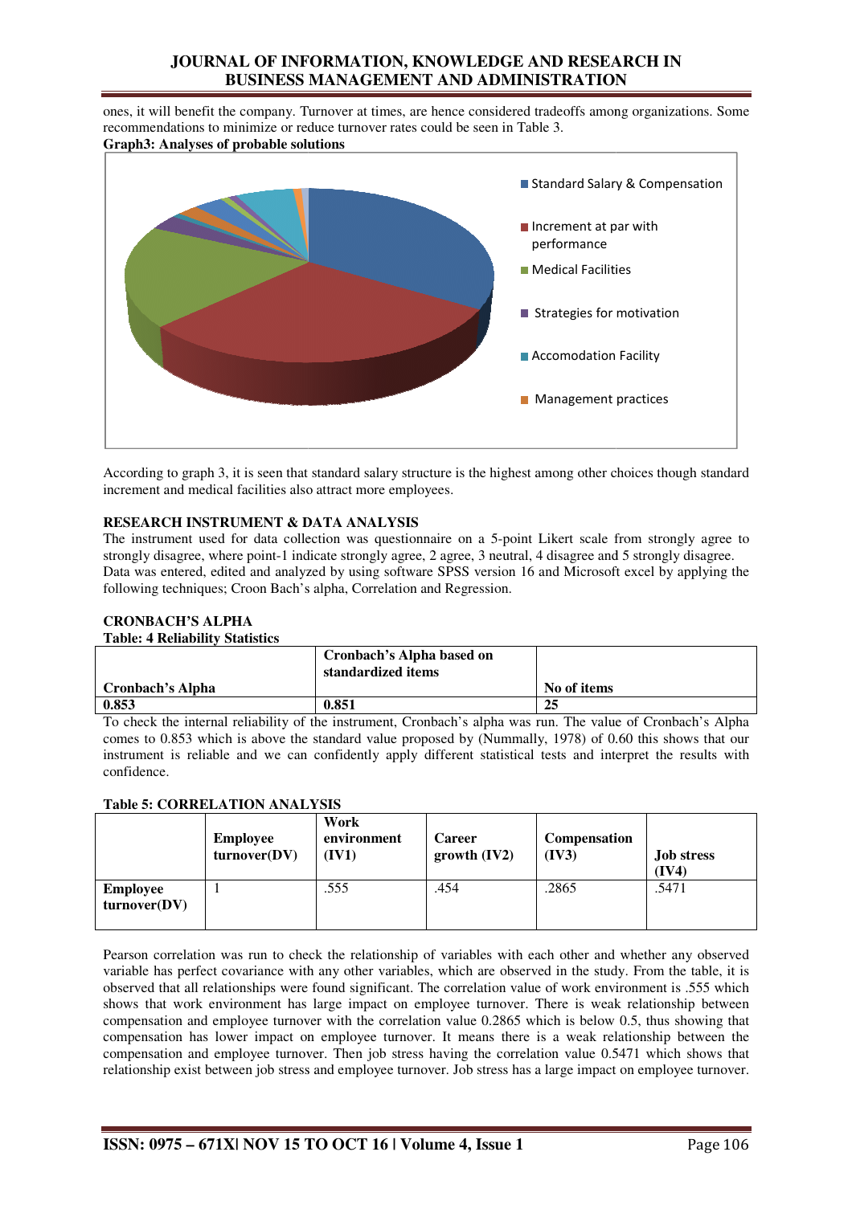ones, it will benefit the company. Turnover at times, are hence considered tradeoffs among organizations. Some recommendations to minimize or reduce turnover rates could be seen in Table 3.

**Graph3: Analyses of probable solutions**

According to graph 3, it is seen that standard salary structure is the highest among other choices though standard increment and medical facilities also attract more employees.

## RESEARCH INSTRUMENT & DATA ANALYSIS

The instrument used for data collection was questionnaire on a 5-point Likert scale from strongly agree to strongly disagree, where point-1 indicate strongly agree, 2 agree, 3 neutral, 4 disagree and 5 strongly disagree. Data was entered, edited and analyzed by using software SPSS version 16 and Microsoft excel by applying the following techniques; Croon Bach's alpha, Correlation and Regression.

## CRONBACH'S ALPHA

**Table: 4 Reliability Statistics**

| Cronbach's Alpha | Cronbach's Alpha based on standardized items | No of items |
|---|---|---|
| 0.853 | 0.851 | 25 |

To check the internal reliability of the instrument, Cronbach's alpha was run. The value of Cronbach's Alpha comes to 0.853 which is above the standard value proposed by (Nummally, 1978) of 0.60 this shows that our instrument is reliable and we can confidently apply different statistical tests and interpret the results with confidence.

**Table 5: CORRELATION ANALYSIS**

| | Employee turnover(DV) | Work environment (IV1) | Career growth (IV2) | Compensation (IV3) | Job stress (IV4) |
|---|---|---|---|---|---|
| Employee turnover(DV) | 1 | .555 | .454 | .2865 | .5471 |

Pearson correlation was run to check the relationship of variables with each other and whether any observed variable has perfect covariance with any other variables, which are observed in the study. From the table, it is observed that all relationships were found significant. The correlation value of work environment is .555 which shows that work environment has large impact on employee turnover. There is weak relationship between compensation and employee turnover with the correlation value 0.2865 which is below 0.5, thus showing that compensation has lower impact on employee turnover. It means there is a weak relationship between the compensation and employee turnover. Then job stress having the correlation value 0.5471 which shows that relationship exist between job stress and employee turnover. Job stress has a large impact on employee turnover.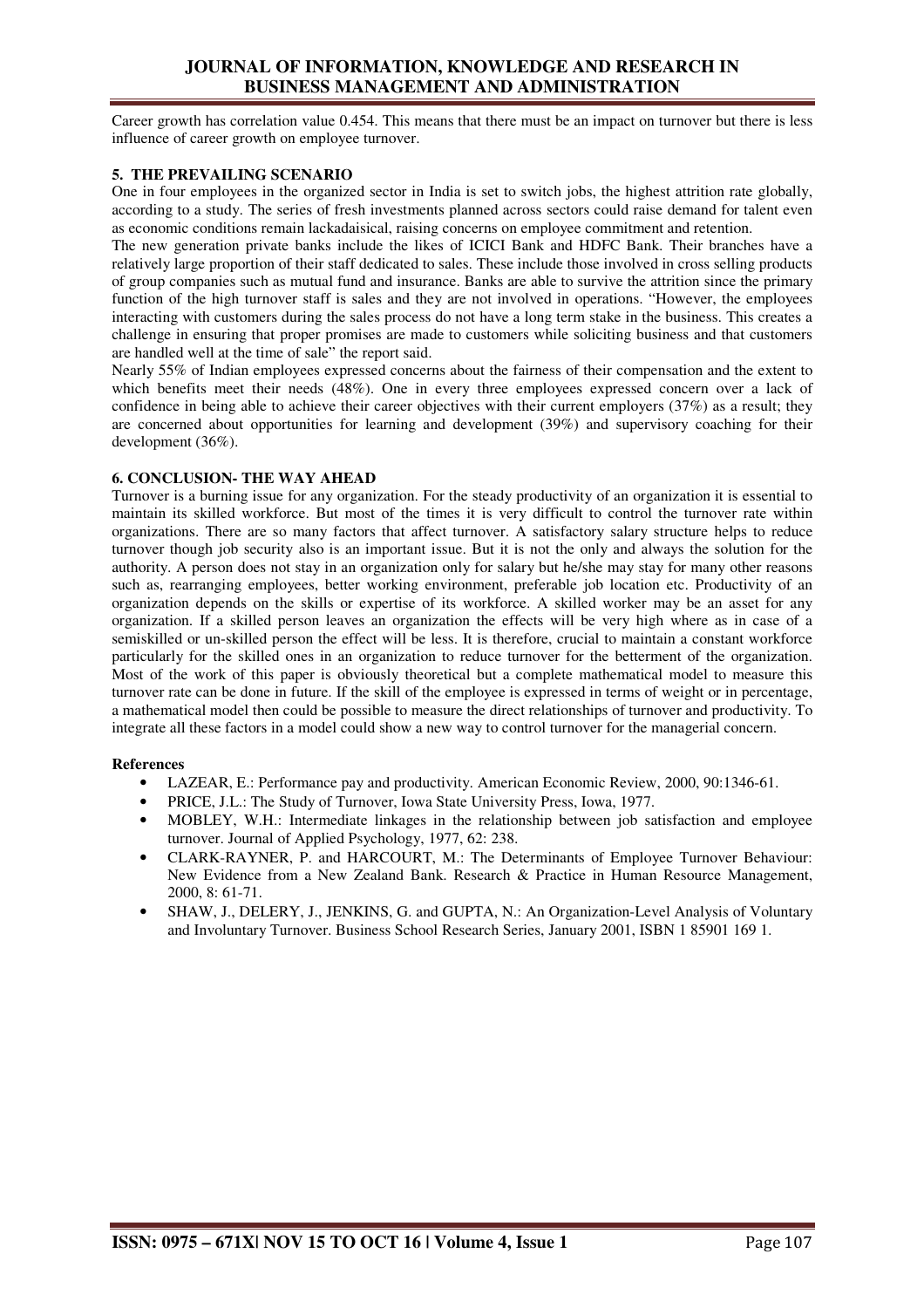Career growth has correlation value 0.454. This means that there must be an impact on turnover but there is less influence of career growth on employee turnover.

## 5. THE PREVAILING SCENARIO

One in four employees in the organized sector in India is set to switch jobs, the highest attrition rate globally, according to a study. The series of fresh investments planned across sectors could raise demand for talent even as economic conditions remain lackadaisical, raising concerns on employee commitment and retention.

The new generation private banks include the likes of ICICI Bank and HDFC Bank. Their branches have a relatively large proportion of their staff dedicated to sales. These include those involved in cross selling products of group companies such as mutual fund and insurance. Banks are able to survive the attrition since the primary function of the high turnover staff is sales and they are not involved in operations. "However, the employees interacting with customers during the sales process do not have a long term stake in the business. This creates a challenge in ensuring that proper promises are made to customers while soliciting business and that customers are handled well at the time of sale" the report said.

Nearly 55% of Indian employees expressed concerns about the fairness of their compensation and the extent to which benefits meet their needs (48%). One in every three employees expressed concern over a lack of confidence in being able to achieve their career objectives with their current employers (37%) as a result; they are concerned about opportunities for learning and development (39%) and supervisory coaching for their development (36%).

## 6. CONCLUSION- THE WAY AHEAD

Turnover is a burning issue for any organization. For the steady productivity of an organization it is essential to maintain its skilled workforce. But most of the times it is very difficult to control the turnover rate within organizations. There are so many factors that affect turnover. A satisfactory salary structure helps to reduce turnover though job security also is an important issue. But it is not the only and always the solution for the authority. A person does not stay in an organization only for salary but he/she may stay for many other reasons such as, rearranging employees, better working environment, preferable job location etc. Productivity of an organization depends on the skills or expertise of its workforce. A skilled worker may be an asset for any organization. If a skilled person leaves an organization the effects will be very high where as in case of a semiskilled or un-skilled person the effect will be less. It is therefore, crucial to maintain a constant workforce particularly for the skilled ones in an organization to reduce turnover for the betterment of the organization. Most of the work of this paper is obviously theoretical but a complete mathematical model to measure this turnover rate can be done in future. If the skill of the employee is expressed in terms of weight or in percentage, a mathematical model then could be possible to measure the direct relationships of turnover and productivity. To integrate all these factors in a model could show a new way to control turnover for the managerial concern.

## References

- LAZEAR, E.: Performance pay and productivity. American Economic Review, 2000, 90:1346-61.
- PRICE, J.L.: The Study of Turnover, Iowa State University Press, Iowa, 1977.
- MOBLEY, W.H.: Intermediate linkages in the relationship between job satisfaction and employee turnover. Journal of Applied Psychology, 1977, 62: 238.
- CLARK-RAYNER, P. and HARCOURT, M.: The Determinants of Employee Turnover Behaviour: New Evidence from a New Zealand Bank. Research & Practice in Human Resource Management, 2000, 8: 61-71.
- SHAW, J., DELERY, J., JENKINS, G. and GUPTA, N.: An Organization-Level Analysis of Voluntary and Involuntary Turnover. Business School Research Series, January 2001, ISBN 1 85901 169 1.